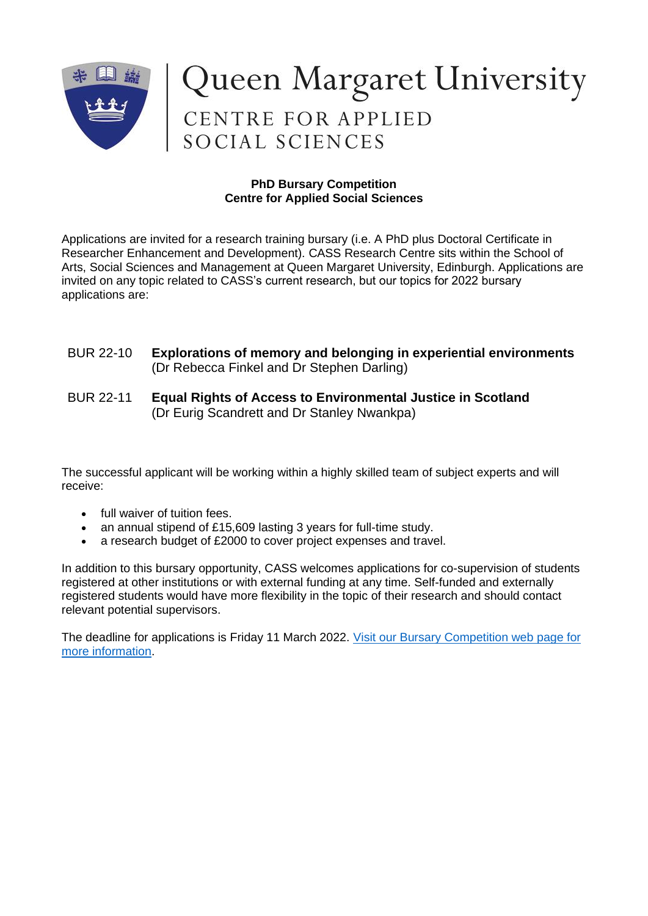# Queen Margaret University

## CENTRE FOR APPLIED SOCIAL SCIENCES

**PhD Bursary Competition**
**Centre for Applied Social Sciences**

Applications are invited for a research training bursary (i.e. A PhD plus Doctoral Certificate in Researcher Enhancement and Development). CASS Research Centre sits within the School of Arts, Social Sciences and Management at Queen Margaret University, Edinburgh. Applications are invited on any topic related to CASS's current research, but our topics for 2022 bursary applications are:

BUR 22-10 **Explorations of memory and belonging in experiential environments** (Dr Rebecca Finkel and Dr Stephen Darling)

BUR 22-11 **Equal Rights of Access to Environmental Justice in Scotland** (Dr Eurig Scandrett and Dr Stanley Nwankpa)

The successful applicant will be working within a highly skilled team of subject experts and will receive:

- full waiver of tuition fees.
- an annual stipend of £15,609 lasting 3 years for full-time study.
- a research budget of £2000 to cover project expenses and travel.

In addition to this bursary opportunity, CASS welcomes applications for co-supervision of students registered at other institutions or with external funding at any time. Self-funded and externally registered students would have more flexibility in the topic of their research and should contact relevant potential supervisors.

The deadline for applications is Friday 11 March 2022. [Visit our Bursary Competition web page for more information](#).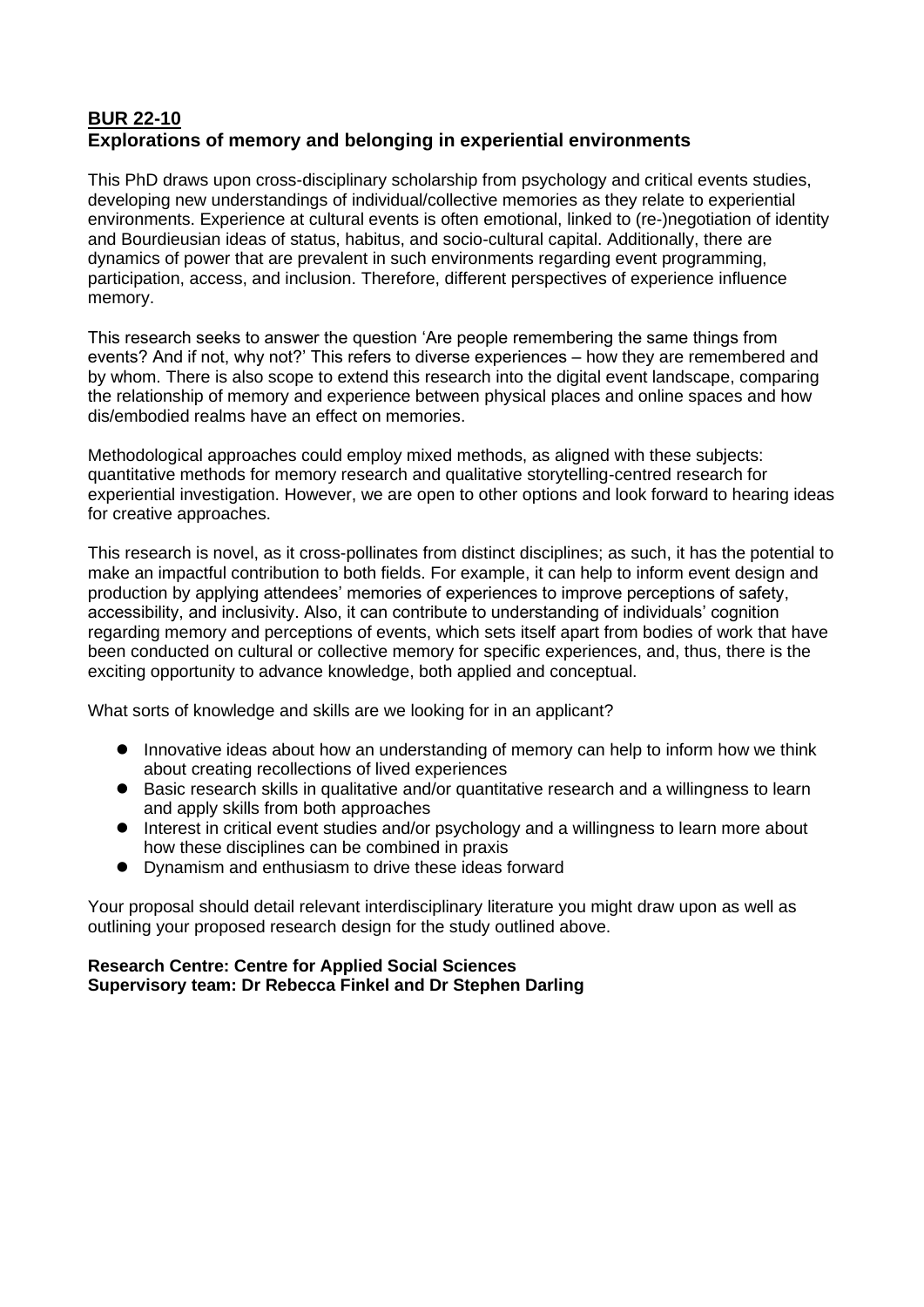## BUR 22-10

## Explorations of memory and belonging in experiential environments

This PhD draws upon cross-disciplinary scholarship from psychology and critical events studies, developing new understandings of individual/collective memories as they relate to experiential environments. Experience at cultural events is often emotional, linked to (re-)negotiation of identity and Bourdieusian ideas of status, habitus, and socio-cultural capital. Additionally, there are dynamics of power that are prevalent in such environments regarding event programming, participation, access, and inclusion. Therefore, different perspectives of experience influence memory.

This research seeks to answer the question 'Are people remembering the same things from events? And if not, why not?' This refers to diverse experiences – how they are remembered and by whom. There is also scope to extend this research into the digital event landscape, comparing the relationship of memory and experience between physical places and online spaces and how dis/embodied realms have an effect on memories.

Methodological approaches could employ mixed methods, as aligned with these subjects: quantitative methods for memory research and qualitative storytelling-centred research for experiential investigation. However, we are open to other options and look forward to hearing ideas for creative approaches.

This research is novel, as it cross-pollinates from distinct disciplines; as such, it has the potential to make an impactful contribution to both fields. For example, it can help to inform event design and production by applying attendees' memories of experiences to improve perceptions of safety, accessibility, and inclusivity. Also, it can contribute to understanding of individuals' cognition regarding memory and perceptions of events, which sets itself apart from bodies of work that have been conducted on cultural or collective memory for specific experiences, and, thus, there is the exciting opportunity to advance knowledge, both applied and conceptual.

What sorts of knowledge and skills are we looking for in an applicant?

- Innovative ideas about how an understanding of memory can help to inform how we think about creating recollections of lived experiences
- Basic research skills in qualitative and/or quantitative research and a willingness to learn and apply skills from both approaches
- Interest in critical event studies and/or psychology and a willingness to learn more about how these disciplines can be combined in praxis
- Dynamism and enthusiasm to drive these ideas forward

Your proposal should detail relevant interdisciplinary literature you might draw upon as well as outlining your proposed research design for the study outlined above.

**Research Centre: Centre for Applied Social Sciences**
**Supervisory team: Dr Rebecca Finkel and Dr Stephen Darling**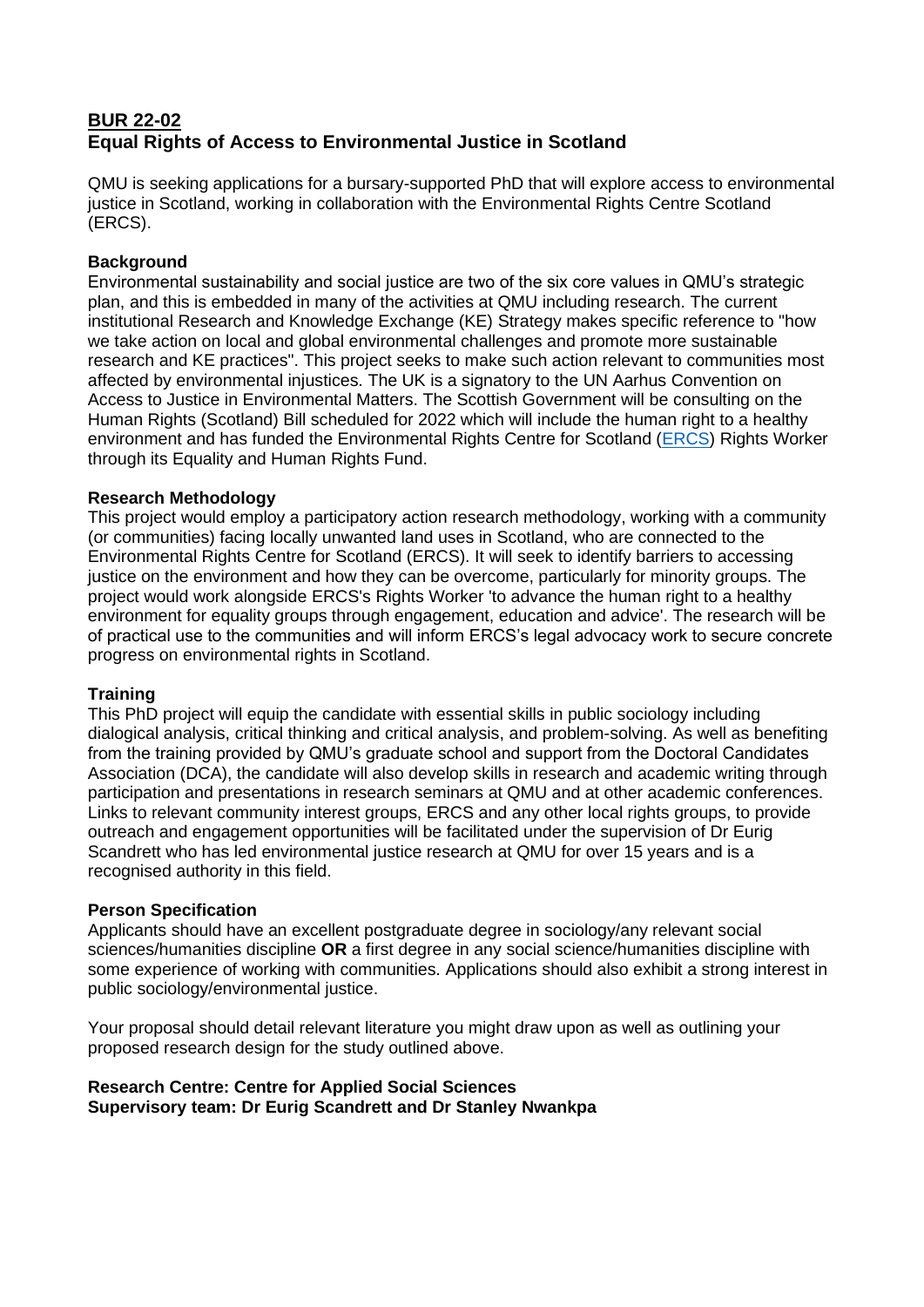## BUR 22-02

## Equal Rights of Access to Environmental Justice in Scotland

QMU is seeking applications for a bursary-supported PhD that will explore access to environmental justice in Scotland, working in collaboration with the Environmental Rights Centre Scotland (ERCS).

### Background

Environmental sustainability and social justice are two of the six core values in QMU's strategic plan, and this is embedded in many of the activities at QMU including research. The current institutional Research and Knowledge Exchange (KE) Strategy makes specific reference to "how we take action on local and global environmental challenges and promote more sustainable research and KE practices". This project seeks to make such action relevant to communities most affected by environmental injustices. The UK is a signatory to the UN Aarhus Convention on Access to Justice in Environmental Matters. The Scottish Government will be consulting on the Human Rights (Scotland) Bill scheduled for 2022 which will include the human right to a healthy environment and has funded the Environmental Rights Centre for Scotland (ERCS) Rights Worker through its Equality and Human Rights Fund.

### Research Methodology

This project would employ a participatory action research methodology, working with a community (or communities) facing locally unwanted land uses in Scotland, who are connected to the Environmental Rights Centre for Scotland (ERCS). It will seek to identify barriers to accessing justice on the environment and how they can be overcome, particularly for minority groups. The project would work alongside ERCS's Rights Worker 'to advance the human right to a healthy environment for equality groups through engagement, education and advice'. The research will be of practical use to the communities and will inform ERCS's legal advocacy work to secure concrete progress on environmental rights in Scotland.

### Training

This PhD project will equip the candidate with essential skills in public sociology including dialogical analysis, critical thinking and critical analysis, and problem-solving. As well as benefiting from the training provided by QMU's graduate school and support from the Doctoral Candidates Association (DCA), the candidate will also develop skills in research and academic writing through participation and presentations in research seminars at QMU and at other academic conferences. Links to relevant community interest groups, ERCS and any other local rights groups, to provide outreach and engagement opportunities will be facilitated under the supervision of Dr Eurig Scandrett who has led environmental justice research at QMU for over 15 years and is a recognised authority in this field.

### Person Specification

Applicants should have an excellent postgraduate degree in sociology/any relevant social sciences/humanities discipline **OR** a first degree in any social science/humanities discipline with some experience of working with communities. Applications should also exhibit a strong interest in public sociology/environmental justice.

Your proposal should detail relevant literature you might draw upon as well as outlining your proposed research design for the study outlined above.

**Research Centre: Centre for Applied Social Sciences**
**Supervisory team: Dr Eurig Scandrett and Dr Stanley Nwankpa**